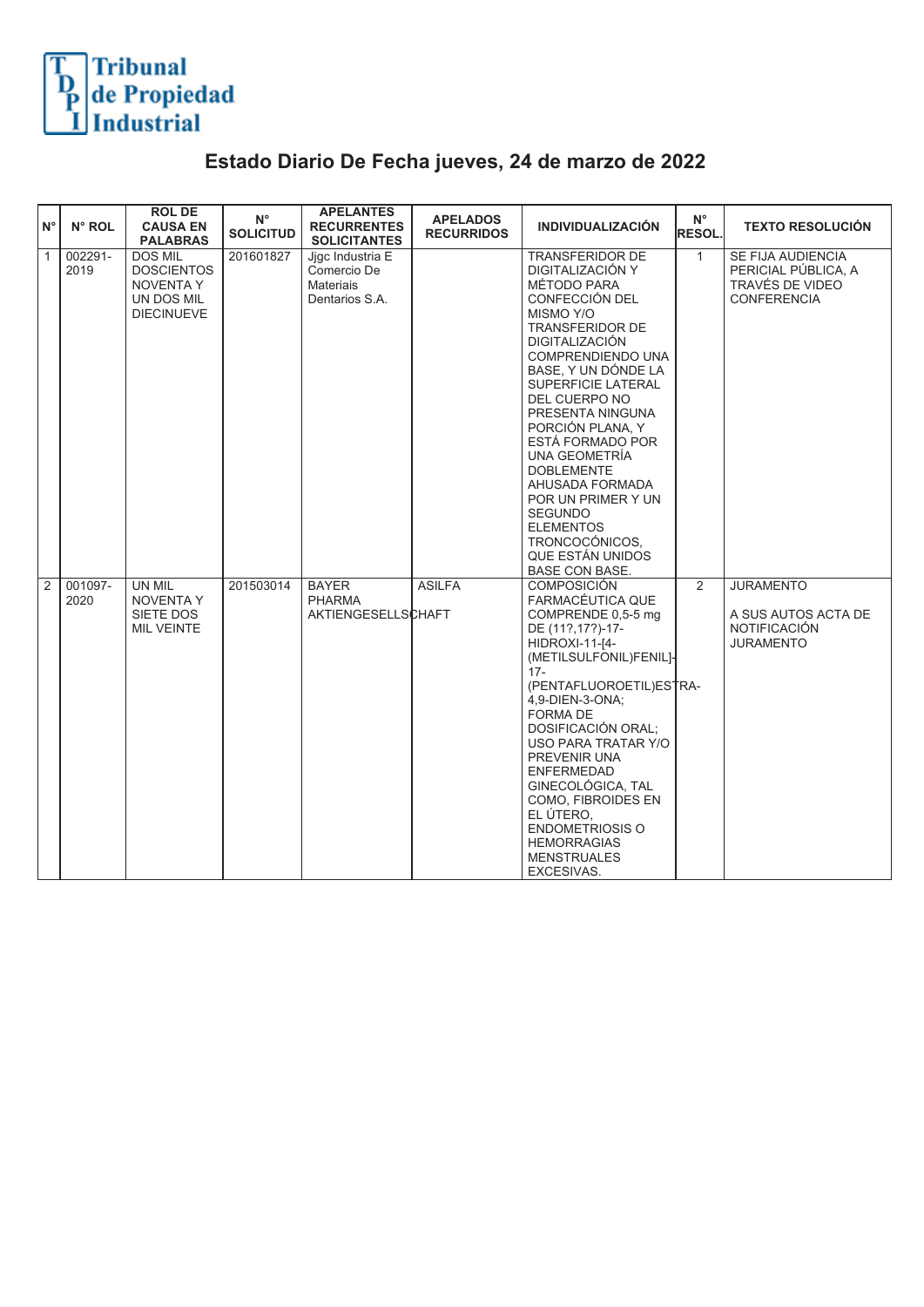Tribunal de Propiedad Industrial

# Estado Diario De Fecha jueves, 24 de marzo de 2022

| N° | N° ROL | ROL DE CAUSA EN PALABRAS | N° SOLICITUD | APELANTES RECURRENTES SOLICITANTES | APELADOS RECURRIDOS | INDIVIDUALIZACIÓN | N° RESOL. | TEXTO RESOLUCIÓN |
|---|---|---|---|---|---|---|---|---|
| 1 | 002291-2019 | DOS MIL DOSCIENTOS NOVENTA Y UN DOS MIL DIECINUEVE | 201601827 | Jjgc Industria E Comercio De Materiais Dentarios S.A. | | TRANSFERIDOR DE DIGITALIZACIÓN Y MÉTODO PARA CONFECCIÓN DEL MISMO Y/O TRANSFERIDOR DE DIGITALIZACIÓN COMPRENDIENDO UNA BASE, Y UN DÓNDE LA SUPERFICIE LATERAL DEL CUERPO NO PRESENTA NINGUNA PORCIÓN PLANA, Y ESTÁ FORMADO POR UNA GEOMETRÍA DOBLEMENTE AHUSADA FORMADA POR UN PRIMER Y UN SEGUNDO ELEMENTOS TRONCOCÓNICOS, QUE ESTÁN UNIDOS BASE CON BASE. | 1 | SE FIJA AUDIENCIA PERICIAL PÚBLICA, A TRAVÉS DE VIDEO CONFERENCIA |
| 2 | 001097-2020 | UN MIL NOVENTA Y SIETE DOS MIL VEINTE | 201503014 | BAYER PHARMA AKTIENGESELLSCHAFT | ASILFA | COMPOSICIÓN FARMACÉUTICA QUE COMPRENDE 0,5-5 mg DE (11?,17?)-17-HIDROXI-11-[4-(METILSULFONIL)FENIL]-17-(PENTAFLUOROETIL)ESTRA-4,9-DIEN-3-ONA; FORMA DE DOSIFICACIÓN ORAL; USO PARA TRATAR Y/O PREVENIR UNA ENFERMEDAD GINECOLÓGICA, TAL COMO, FIBROIDES EN EL ÚTERO, ENDOMETRIOSIS O HEMORRAGIAS MENSTRUALES EXCESIVAS. | 2 | JURAMENTO<br><br>A SUS AUTOS ACTA DE NOTIFICACIÓN JURAMENTO |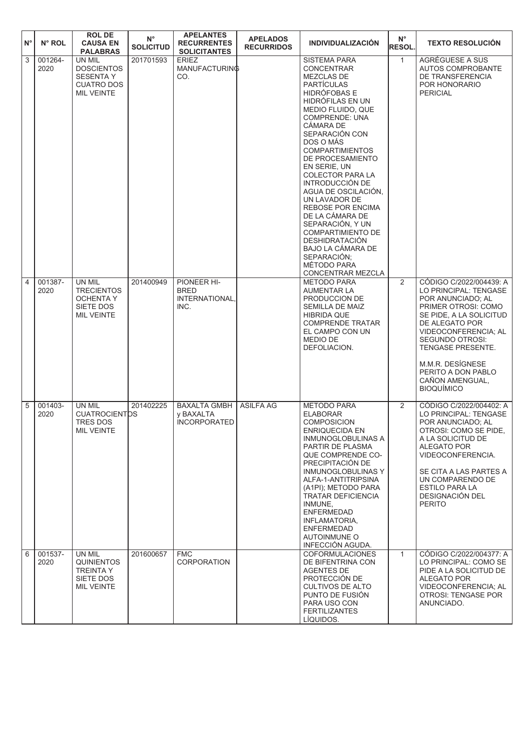| N° | N° ROL | ROL DE CAUSA EN PALABRAS | N° SOLICITUD | APELANTES RECURRENTES SOLICITANTES | APELADOS RECURRIDOS | INDIVIDUALIZACIÓN | N° RESOL. | TEXTO RESOLUCIÓN |
|---|---|---|---|---|---|---|---|---|
| 3 | 001264-2020 | UN MIL DOSCIENTOS SESENTA Y CUATRO DOS MIL VEINTE | 201701593 | ERIEZ MANUFACTURING CO. | | SISTEMA PARA CONCENTRAR MEZCLAS DE PARTÍCULAS HIDRÓFOBAS E HIDRÓFILAS EN UN MEDIO FLUIDO, QUE COMPRENDE: UNA CÁMARA DE SEPARACIÓN CON DOS O MÁS COMPARTIMIENTOS DE PROCESAMIENTO EN SERIE, UN COLECTOR PARA LA INTRODUCCIÓN DE AGUA DE OSCILACIÓN, UN LAVADOR DE REBOSE POR ENCIMA DE LA CÁMARA DE SEPARACIÓN, Y UN COMPARTIMIENTO DE DESHIDRATACIÓN BAJO LA CÁMARA DE SEPARACIÓN; MÉTODO PARA CONCENTRAR MEZCLA | 1 | AGRÉGUESE A SUS AUTOS COMPROBANTE DE TRANSFERENCIA POR HONORARIO PERICIAL |
| 4 | 001387-2020 | UN MIL TRECIENTOS OCHENTA Y SIETE DOS MIL VEINTE | 201400949 | PIONEER HI-BRED INTERNATIONAL, INC. | | METODO PARA AUMENTAR LA PRODUCCION DE SEMILLA DE MAIZ HIBRIDA QUE COMPRENDE TRATAR EL CAMPO CON UN MEDIO DE DEFOLIACION. | 2 | CÓDIGO C/2022/004439: A LO PRINCIPAL: TENGASE POR ANUNCIADO; AL PRIMER OTROSI: COMO SE PIDE, A LA SOLICITUD DE ALEGATO POR VIDEOCONFERENCIA; AL SEGUNDO OTROSI: TENGASE PRESENTE.<br><br>M.M.R. DESÍGNESE PERITO A DON PABLO CAÑON AMENGUAL, BIOQUÍMICO |
| 5 | 001403-2020 | UN MIL CUATROCIENTOS TRES DOS MIL VEINTE | 201402225 | BAXALTA GMBH y BAXALTA INCORPORATED | ASILFA AG | METODO PARA ELABORAR COMPOSICION ENRIQUECIDA EN INMUNOGLOBULINAS A PARTIR DE PLASMA QUE COMPRENDE CO-PRECIPITACIÓN DE INMUNOGLOBULINAS Y ALFA-1-ANTITRIPSINA (A1PI); METODO PARA TRATAR DEFICIENCIA INMUNE, ENFERMEDAD INFLAMATORIA, ENFERMEDAD AUTOINMUNE O INFECCIÓN AGUDA. | 2 | CÓDIGO C/2022/004402: A LO PRINCIPAL: TENGASE POR ANUNCIADO; AL OTROSI: COMO SE PIDE, A LA SOLICITUD DE ALEGATO POR VIDEOCONFERENCIA.<br><br>SE CITA A LAS PARTES A UN COMPARENDO DE ESTILO PARA LA DESIGNACIÓN DEL PERITO |
| 6 | 001537-2020 | UN MIL QUINIENTOS TREINTA Y SIETE DOS MIL VEINTE | 201600657 | FMC CORPORATION | | COFORMULACIONES DE BIFENTRINA CON AGENTES DE PROTECCIÓN DE CULTIVOS DE ALTO PUNTO DE FUSIÓN PARA USO CON FERTILIZANTES LÍQUIDOS. | 1 | CÓDIGO C/2022/004377: A LO PRINCIPAL: COMO SE PIDE A LA SOLICITUD DE ALEGATO POR VIDEOCONFERENCIA; AL OTROSI: TENGASE POR ANUNCIADO. |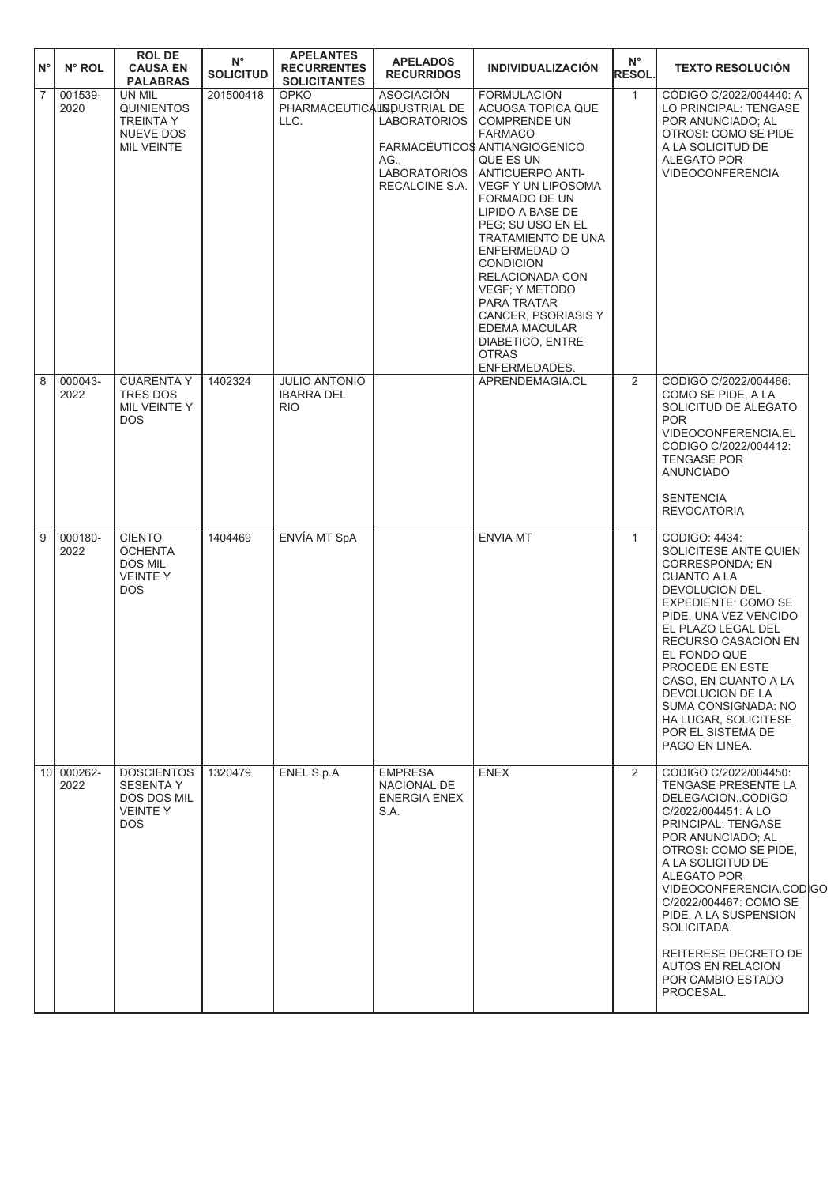| N° | N° ROL | ROL DE CAUSA EN PALABRAS | N° SOLICITUD | APELANTES RECURRENTES SOLICITANTES | APELADOS RECURRIDOS | INDIVIDUALIZACIÓN | N° RESOL. | TEXTO RESOLUCIÓN |
|---|---|---|---|---|---|---|---|---|
| 7 | 001539-2020 | UN MIL QUINIENTOS TREINTA Y NUEVE DOS MIL VEINTE | 201500418 | OPKO PHARMACEUTICALS LLC. | ASOCIACIÓN INDUSTRIAL DE LABORATORIOS FARMACÉUTICOS AG., LABORATORIOS RECALCINE S.A. | FORMULACION ACUOSA TOPICA QUE COMPRENDE UN FARMACO ANTIANGIOGENICO QUE ES UN ANTICUERPO ANTI-VEGF Y UN LIPOSOMA FORMADO DE UN LIPIDO A BASE DE PEG; SU USO EN EL TRATAMIENTO DE UNA ENFERMEDAD O CONDICION RELACIONADA CON VEGF; Y METODO PARA TRATAR CANCER, PSORIASIS Y EDEMA MACULAR DIABETICO, ENTRE OTRAS ENFERMEDADES. | 1 | CÓDIGO C/2022/004440: A LO PRINCIPAL: TENGASE POR ANUNCIADO; AL OTROSI: COMO SE PIDE A LA SOLICITUD DE ALEGATO POR VIDEOCONFERENCIA |
| 8 | 000043-2022 | CUARENTA Y TRES DOS MIL VEINTE Y DOS | 1402324 | JULIO ANTONIO IBARRA DEL RIO | | APRENDEMAGIA.CL | 2 | CODIGO C/2022/004466: COMO SE PIDE, A LA SOLICITUD DE ALEGATO POR VIDEOCONFERENCIA.EL CODIGO C/2022/004412: TENGASE POR ANUNCIADO<br><br>SENTENCIA REVOCATORIA |
| 9 | 000180-2022 | CIENTO OCHENTA DOS MIL VEINTE Y DOS | 1404469 | ENVÍA MT SpA | | ENVIA MT | 1 | CODIGO: 4434: SOLICITESE ANTE QUIEN CORRESPONDA; EN CUANTO A LA DEVOLUCION DEL EXPEDIENTE: COMO SE PIDE, UNA VEZ VENCIDO EL PLAZO LEGAL DEL RECURSO CASACION EN EL FONDO QUE PROCEDE EN ESTE CASO, EN CUANTO A LA DEVOLUCION DE LA SUMA CONSIGNADA: NO HA LUGAR, SOLICITESE POR EL SISTEMA DE PAGO EN LINEA. |
| 10 | 000262-2022 | DOSCIENTOS SESENTA Y DOS DOS MIL VEINTE Y DOS | 1320479 | ENEL S.p.A | EMPRESA NACIONAL DE ENERGIA ENEX S.A. | ENEX | 2 | CODIGO C/2022/004450: TENGASE PRESENTE LA DELEGACION..CODIGO C/2022/004451: A LO PRINCIPAL: TENGASE POR ANUNCIADO; AL OTROSI: COMO SE PIDE, A LA SOLICITUD DE ALEGATO POR VIDEOCONFERENCIA.CODIGO C/2022/004467: COMO SE PIDE, A LA SUSPENSION SOLICITADA.<br><br>REITERESE DECRETO DE AUTOS EN RELACION POR CAMBIO ESTADO PROCESAL. |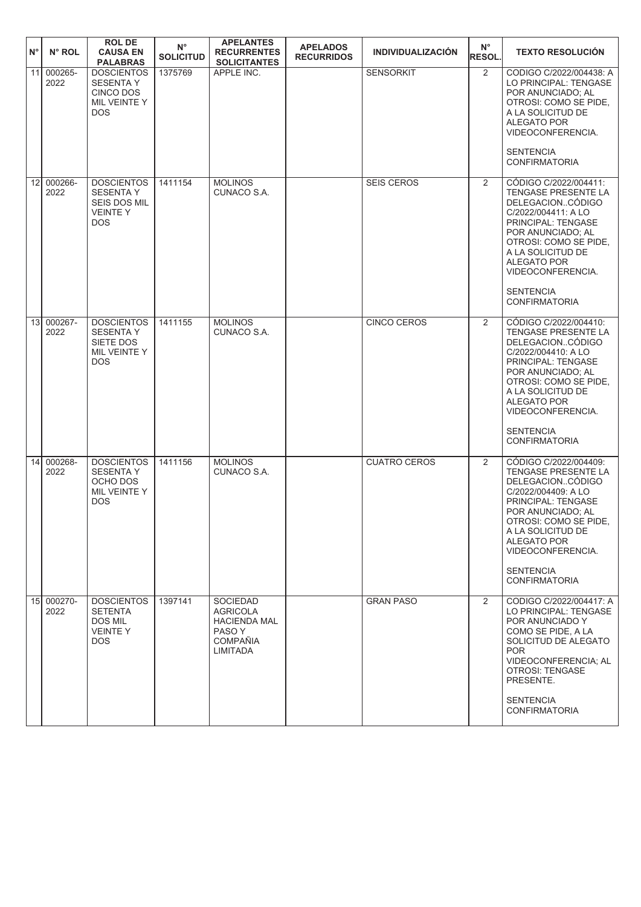| N° | N° ROL | ROL DE CAUSA EN PALABRAS | N° SOLICITUD | APELANTES RECURRENTES SOLICITANTES | APELADOS RECURRIDOS | INDIVIDUALIZACIÓN | N° RESOL. | TEXTO RESOLUCIÓN |
|---|---|---|---|---|---|---|---|---|
| 11 | 000265-2022 | DOSCIENTOS SESENTA Y CINCO DOS MIL VEINTE Y DOS | 1375769 | APPLE INC. | | SENSORKIT | 2 | CODIGO C/2022/004438: A LO PRINCIPAL: TENGASE POR ANUNCIADO; AL OTROSI: COMO SE PIDE, A LA SOLICITUD DE ALEGATO POR VIDEOCONFERENCIA. SENTENCIA CONFIRMATORIA |
| 12 | 000266-2022 | DOSCIENTOS SESENTA Y SEIS DOS MIL VEINTE Y DOS | 1411154 | MOLINOS CUNACO S.A. | | SEIS CEROS | 2 | CÓDIGO C/2022/004411: TENGASE PRESENTE LA DELEGACION..CÓDIGO C/2022/004411: A LO PRINCIPAL: TENGASE POR ANUNCIADO; AL OTROSI: COMO SE PIDE, A LA SOLICITUD DE ALEGATO POR VIDEOCONFERENCIA. SENTENCIA CONFIRMATORIA |
| 13 | 000267-2022 | DOSCIENTOS SESENTA Y SIETE DOS MIL VEINTE Y DOS | 1411155 | MOLINOS CUNACO S.A. | | CINCO CEROS | 2 | CÓDIGO C/2022/004410: TENGASE PRESENTE LA DELEGACION..CÓDIGO C/2022/004410: A LO PRINCIPAL: TENGASE POR ANUNCIADO; AL OTROSI: COMO SE PIDE, A LA SOLICITUD DE ALEGATO POR VIDEOCONFERENCIA. SENTENCIA CONFIRMATORIA |
| 14 | 000268-2022 | DOSCIENTOS SESENTA Y OCHO DOS MIL VEINTE Y DOS | 1411156 | MOLINOS CUNACO S.A. | | CUATRO CEROS | 2 | CÓDIGO C/2022/004409: TENGASE PRESENTE LA DELEGACION..CÓDIGO C/2022/004409: A LO PRINCIPAL: TENGASE POR ANUNCIADO; AL OTROSI: COMO SE PIDE, A LA SOLICITUD DE ALEGATO POR VIDEOCONFERENCIA. SENTENCIA CONFIRMATORIA |
| 15 | 000270-2022 | DOSCIENTOS SETENTA DOS MIL VEINTE Y DOS | 1397141 | SOCIEDAD AGRICOLA HACIENDA MAL PASO Y COMPAÑIA LIMITADA | | GRAN PASO | 2 | CODIGO C/2022/004417: A LO PRINCIPAL: TENGASE POR ANUNCIADO Y COMO SE PIDE, A LA SOLICITUD DE ALEGATO POR VIDEOCONFERENCIA; AL OTROSI: TENGASE PRESENTE. SENTENCIA CONFIRMATORIA |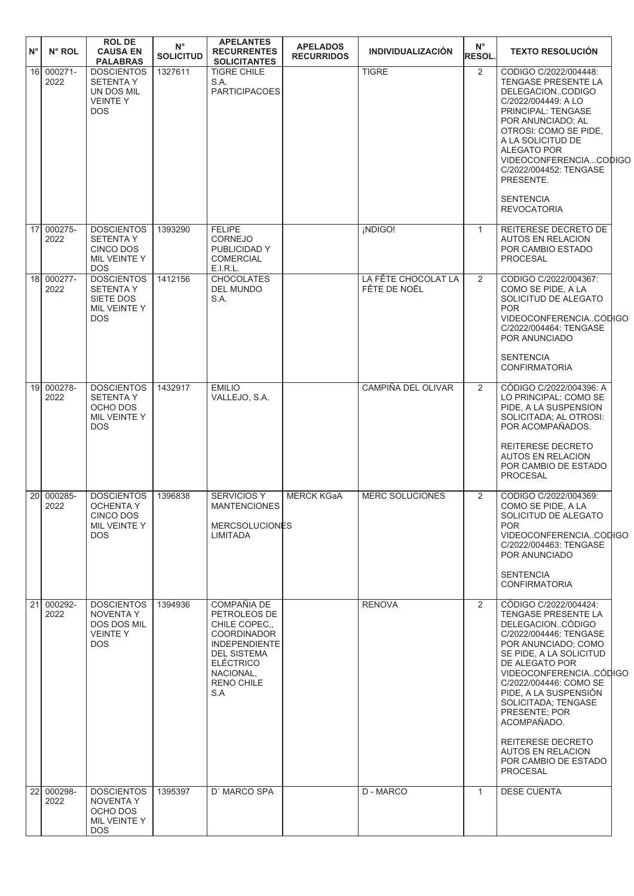| N° | N° ROL | ROL DE CAUSA EN PALABRAS | N° SOLICITUD | APELANTES RECURRENTES SOLICITANTES | APELADOS RECURRIDOS | INDIVIDUALIZACIÓN | N° RESOL. | TEXTO RESOLUCIÓN |
|---|---|---|---|---|---|---|---|---|
| 16 | 000271-2022 | DOSCIENTOS SETENTA Y UN DOS MIL VEINTE Y DOS | 1327611 | TIGRE CHILE S.A. PARTICIPACOES | | TIGRE | 2 | CODIGO C/2022/004448: TENGASE PRESENTE LA DELEGACION..CODIGO C/2022/004449: A LO PRINCIPAL: TENGASE POR ANUNCIADO; AL OTROSI: COMO SE PIDE, A LA SOLICITUD DE ALEGATO POR VIDEOCONFERENCIA...CODIGO C/2022/004452: TENGASE PRESENTE.<br><br>SENTENCIA REVOCATORIA |
| 17 | 000275-2022 | DOSCIENTOS SETENTA Y CINCO DOS MIL VEINTE Y DOS | 1393290 | FELIPE CORNEJO PUBLICIDAD Y COMERCIAL E.I.R.L. | | ¡NDIGO! | 1 | REITERESE DECRETO DE AUTOS EN RELACION POR CAMBIO ESTADO PROCESAL |
| 18 | 000277-2022 | DOSCIENTOS SETENTA Y SIETE DOS MIL VEINTE Y DOS | 1412156 | CHOCOLATES DEL MUNDO S.A. | | LA FÊTE CHOCOLAT LA FÊTE DE NOËL | 2 | CODIGO C/2022/004367: COMO SE PIDE, A LA SOLICITUD DE ALEGATO POR VIDEOCONFERENCIA..CODIGO C/2022/004464: TENGASE POR ANUNCIADO<br><br>SENTENCIA CONFIRMATORIA |
| 19 | 000278-2022 | DOSCIENTOS SETENTA Y OCHO DOS MIL VEINTE Y DOS | 1432917 | EMILIO VALLEJO, S.A. | | CAMPIÑA DEL OLIVAR | 2 | CÓDIGO C/2022/004396: A LO PRINCIPAL: COMO SE PIDE, A LA SUSPENSION SOLICITADA; AL OTROSI: POR ACOMPAÑADOS.<br><br>REITERESE DECRETO AUTOS EN RELACION POR CAMBIO DE ESTADO PROCESAL |
| 20 | 000285-2022 | DOSCIENTOS OCHENTA Y CINCO DOS MIL VEINTE Y DOS | 1396838 | SERVICIOS Y MANTENCIONES MERCSOLUCIONES LIMITADA | MERCK KGaA | MERC SOLUCIONES | 2 | CODIGO C/2022/004369: COMO SE PIDE, A LA SOLICITUD DE ALEGATO POR VIDEOCONFERENCIA..CODIGO C/2022/004463: TENGASE POR ANUNCIADO<br><br>SENTENCIA CONFIRMATORIA |
| 21 | 000292-2022 | DOSCIENTOS NOVENTA Y DOS DOS MIL VEINTE Y DOS | 1394936 | COMPAÑIA DE PETROLEOS DE CHILE COPEC,, COORDINADOR INDEPENDIENTE DEL SISTEMA ELÉCTRICO NACIONAL, RENO CHILE S.A | | RENOVA | 2 | CÓDIGO C/2022/004424: TENGASE PRESENTE LA DELEGACION..CÓDIGO C/2022/004446: TENGASE POR ANUNCIADO; COMO SE PIDE, A LA SOLICITUD DE ALEGATO POR VIDEOCONFERENCIA..CÓDIGO C/2022/004446: COMO SE PIDE, A LA SUSPENSIÓN SOLICITADA; TENGASE PRESENTE; POR ACOMPAÑADO.<br><br>REITERESE DECRETO AUTOS EN RELACION POR CAMBIO DE ESTADO PROCESAL |
| 22 | 000298-2022 | DOSCIENTOS NOVENTA Y OCHO DOS MIL VEINTE Y DOS | 1395397 | D´ MARCO SPA | | D - MARCO | 1 | DESE CUENTA |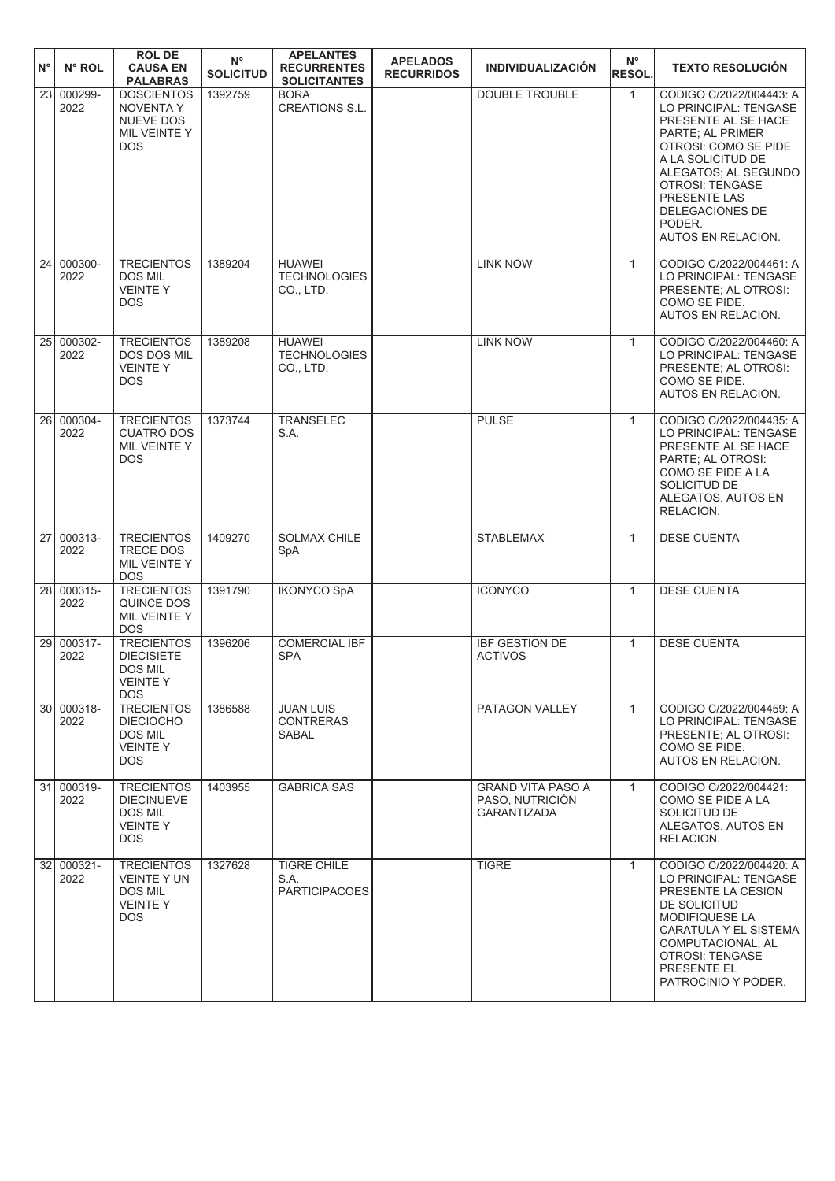| N° | N° ROL | ROL DE CAUSA EN PALABRAS | N° SOLICITUD | APELANTES RECURRENTES SOLICITANTES | APELADOS RECURRIDOS | INDIVIDUALIZACIÓN | N° RESOL. | TEXTO RESOLUCIÓN |
|---|---|---|---|---|---|---|---|---|
| 23 | 000299-2022 | DOSCIENTOS NOVENTA Y NUEVE DOS MIL VEINTE Y DOS | 1392759 | BORA CREATIONS S.L. | | DOUBLE TROUBLE | 1 | CODIGO C/2022/004443: A LO PRINCIPAL: TENGASE PRESENTE AL SE HACE PARTE; AL PRIMER OTROSI: COMO SE PIDE A LA SOLICITUD DE ALEGATOS; AL SEGUNDO OTROSI: TENGASE PRESENTE LAS DELEGACIONES DE PODER. AUTOS EN RELACION. |
| 24 | 000300-2022 | TRECIENTOS DOS MIL VEINTE Y DOS | 1389204 | HUAWEI TECHNOLOGIES CO., LTD. | | LINK NOW | 1 | CODIGO C/2022/004461: A LO PRINCIPAL: TENGASE PRESENTE; AL OTROSI: COMO SE PIDE. AUTOS EN RELACION. |
| 25 | 000302-2022 | TRECIENTOS DOS DOS MIL VEINTE Y DOS | 1389208 | HUAWEI TECHNOLOGIES CO., LTD. | | LINK NOW | 1 | CODIGO C/2022/004460: A LO PRINCIPAL: TENGASE PRESENTE; AL OTROSI: COMO SE PIDE. AUTOS EN RELACION. |
| 26 | 000304-2022 | TRECIENTOS CUATRO DOS MIL VEINTE Y DOS | 1373744 | TRANSELEC S.A. | | PULSE | 1 | CODIGO C/2022/004435: A LO PRINCIPAL: TENGASE PRESENTE AL SE HACE PARTE; AL OTROSI: COMO SE PIDE A LA SOLICITUD DE ALEGATOS. AUTOS EN RELACION. |
| 27 | 000313-2022 | TRECIENTOS TRECE DOS MIL VEINTE Y DOS | 1409270 | SOLMAX CHILE SpA | | STABLEMAX | 1 | DESE CUENTA |
| 28 | 000315-2022 | TRECIENTOS QUINCE DOS MIL VEINTE Y DOS | 1391790 | IKONYCO SpA | | ICONYCO | 1 | DESE CUENTA |
| 29 | 000317-2022 | TRECIENTOS DIECISIETE DOS MIL VEINTE Y DOS | 1396206 | COMERCIAL IBF SPA | | IBF GESTION DE ACTIVOS | 1 | DESE CUENTA |
| 30 | 000318-2022 | TRECIENTOS DIECIOCHO DOS MIL VEINTE Y DOS | 1386588 | JUAN LUIS CONTRERAS SABAL | | PATAGON VALLEY | 1 | CODIGO C/2022/004459: A LO PRINCIPAL: TENGASE PRESENTE; AL OTROSI: COMO SE PIDE. AUTOS EN RELACION. |
| 31 | 000319-2022 | TRECIENTOS DIECINUEVE DOS MIL VEINTE Y DOS | 1403955 | GABRICA SAS | | GRAND VITA PASO A PASO, NUTRICIÓN GARANTIZADA | 1 | CODIGO C/2022/004421: COMO SE PIDE A LA SOLICITUD DE ALEGATOS. AUTOS EN RELACION. |
| 32 | 000321-2022 | TRECIENTOS VEINTE Y UN DOS MIL VEINTE Y DOS | 1327628 | TIGRE CHILE S.A. PARTICIPACOES | | TIGRE | 1 | CODIGO C/2022/004420: A LO PRINCIPAL: TENGASE PRESENTE LA CESION DE SOLICITUD MODIFIQUESE LA CARATULA Y EL SISTEMA COMPUTACIONAL; AL OTROSI: TENGASE PRESENTE EL PATROCINIO Y PODER. |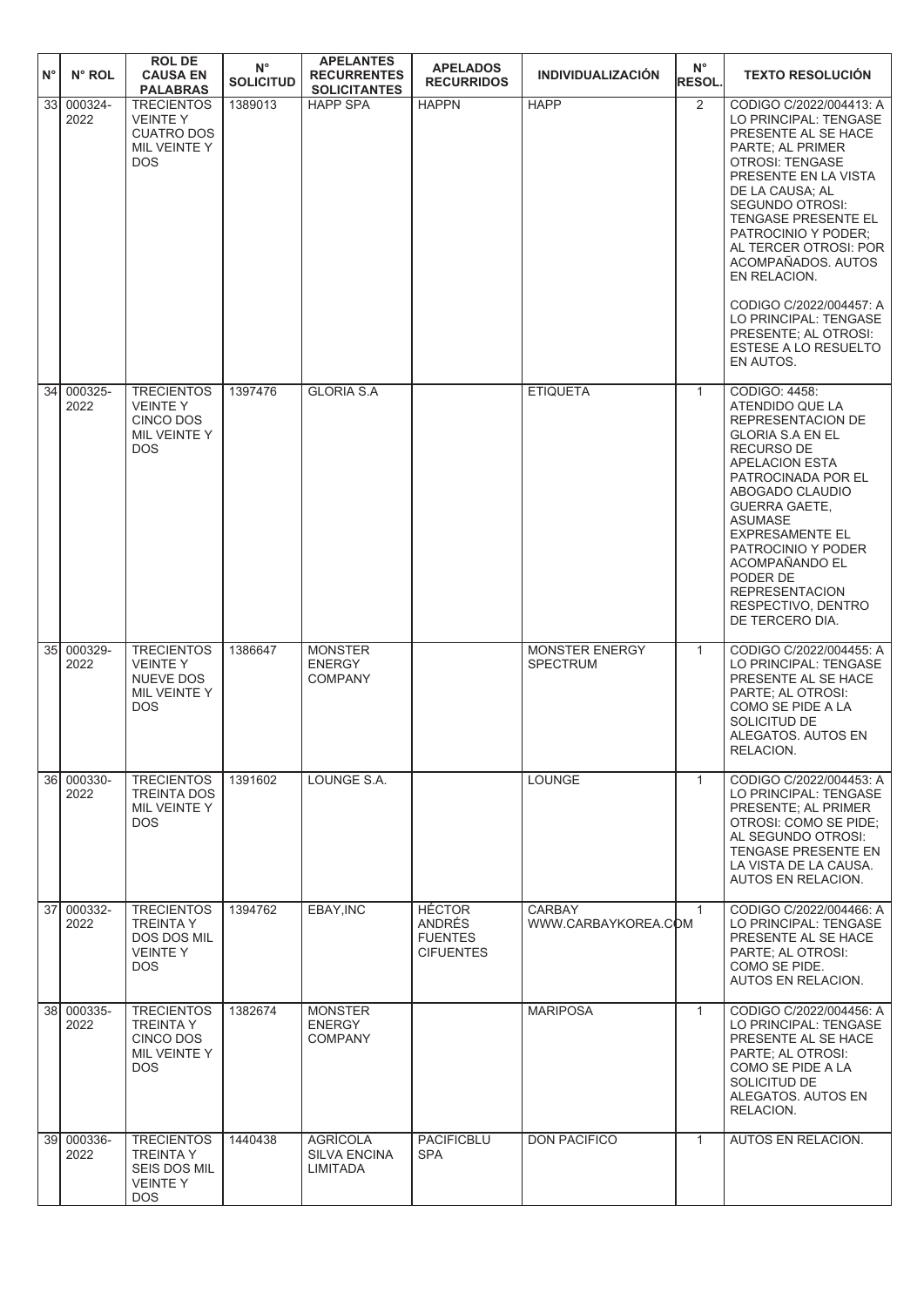| N° | N° ROL | ROL DE CAUSA EN PALABRAS | N° SOLICITUD | APELANTES RECURRENTES SOLICITANTES | APELADOS RECURRIDOS | INDIVIDUALIZACIÓN | N° RESOL. | TEXTO RESOLUCIÓN |
|---|---|---|---|---|---|---|---|---|
| 33 | 000324-2022 | TRECIENTOS VEINTE Y CUATRO DOS MIL VEINTE Y DOS | 1389013 | HAPP SPA | HAPPN | HAPP | 2 | CODIGO C/2022/004413: A LO PRINCIPAL: TENGASE PRESENTE AL SE HACE PARTE; AL PRIMER OTROSI: TENGASE PRESENTE EN LA VISTA DE LA CAUSA; AL SEGUNDO OTROSI: TENGASE PRESENTE EL PATROCINIO Y PODER; AL TERCER OTROSI: POR ACOMPAÑADOS. AUTOS EN RELACION. CODIGO C/2022/004457: A LO PRINCIPAL: TENGASE PRESENTE; AL OTROSI: ESTESE A LO RESUELTO EN AUTOS. |
| 34 | 000325-2022 | TRECIENTOS VEINTE Y CINCO DOS MIL VEINTE Y DOS | 1397476 | GLORIA S.A | | ETIQUETA | 1 | CODIGO: 4458: ATENDIDO QUE LA REPRESENTACION DE GLORIA S.A EN EL RECURSO DE APELACION ESTA PATROCINADA POR EL ABOGADO CLAUDIO GUERRA GAETE, ASUMASE EXPRESAMENTE EL PATROCINIO Y PODER ACOMPAÑANDO EL PODER DE REPRESENTACION RESPECTIVO, DENTRO DE TERCERO DIA. |
| 35 | 000329-2022 | TRECIENTOS VEINTE Y NUEVE DOS MIL VEINTE Y DOS | 1386647 | MONSTER ENERGY COMPANY | | MONSTER ENERGY SPECTRUM | 1 | CODIGO C/2022/004455: A LO PRINCIPAL: TENGASE PRESENTE AL SE HACE PARTE; AL OTROSI: COMO SE PIDE A LA SOLICITUD DE ALEGATOS. AUTOS EN RELACION. |
| 36 | 000330-2022 | TRECIENTOS TREINTA DOS MIL VEINTE Y DOS | 1391602 | LOUNGE S.A. | | LOUNGE | 1 | CODIGO C/2022/004453: A LO PRINCIPAL: TENGASE PRESENTE; AL PRIMER OTROSI: COMO SE PIDE; AL SEGUNDO OTROSI: TENGASE PRESENTE EN LA VISTA DE LA CAUSA. AUTOS EN RELACION. |
| 37 | 000332-2022 | TRECIENTOS TREINTA Y DOS DOS MIL VEINTE Y DOS | 1394762 | EBAY,INC | HÉCTOR ANDRÉS FUENTES CIFUENTES | CARBAY WWW.CARBAYKOREA.COM | 1 | CODIGO C/2022/004466: A LO PRINCIPAL: TENGASE PRESENTE AL SE HACE PARTE; AL OTROSI: COMO SE PIDE. AUTOS EN RELACION. |
| 38 | 000335-2022 | TRECIENTOS TREINTA Y CINCO DOS MIL VEINTE Y DOS | 1382674 | MONSTER ENERGY COMPANY | | MARIPOSA | 1 | CODIGO C/2022/004456: A LO PRINCIPAL: TENGASE PRESENTE AL SE HACE PARTE; AL OTROSI: COMO SE PIDE A LA SOLICITUD DE ALEGATOS. AUTOS EN RELACION. |
| 39 | 000336-2022 | TRECIENTOS TREINTA Y SEIS DOS MIL VEINTE Y DOS | 1440438 | AGRÍCOLA SILVA ENCINA LIMITADA | PACIFICBLU SPA | DON PACIFICO | 1 | AUTOS EN RELACION. |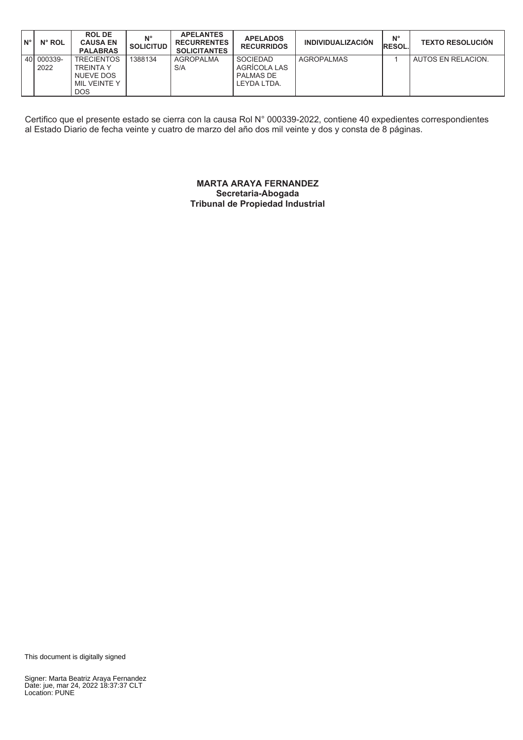| N° | N° ROL | ROL DE CAUSA EN PALABRAS | N° SOLICITUD | APELANTES RECURRENTES SOLICITANTES | APELADOS RECURRIDOS | INDIVIDUALIZACIÓN | N° RESOL. | TEXTO RESOLUCIÓN |
|---|---|---|---|---|---|---|---|---|
| 40 | 000339-2022 | TRECIENTOS TREINTA Y NUEVE DOS MIL VEINTE Y DOS | 1388134 | AGROPALMA S/A | SOCIEDAD AGRÍCOLA LAS PALMAS DE LEYDA LTDA. | AGROPALMAS | 1 | AUTOS EN RELACION. |

Certifico que el presente estado se cierra con la causa Rol N° 000339-2022, contiene 40 expedientes correspondientes al Estado Diario de fecha veinte y cuatro de marzo del año dos mil veinte y dos y consta de 8 páginas.

**MARTA ARAYA FERNANDEZ**
**Secretaria-Abogada**
**Tribunal de Propiedad Industrial**

This document is digitally signed

Signer: Marta Beatriz Araya Fernandez
Date: jue, mar 24, 2022 18:37:37 CLT
Location: PUNE